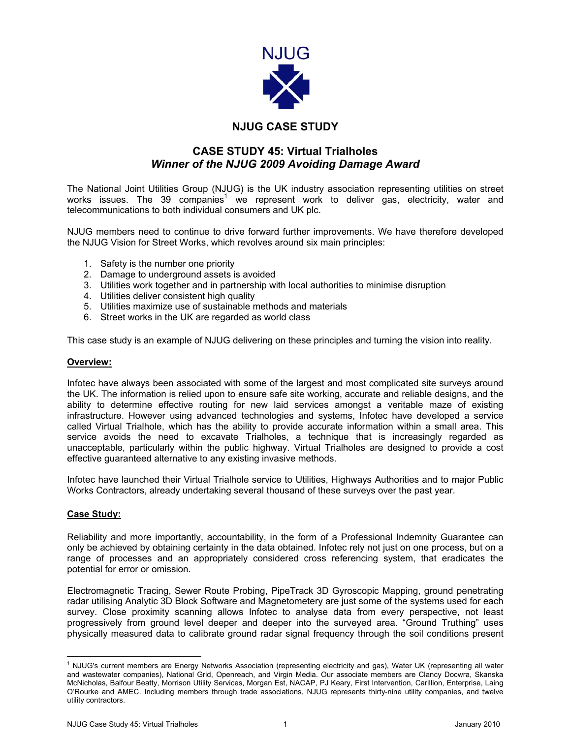NJUG

# NJUG CASE STUDY

## CASE STUDY 45: Virtual Trialholes
### *Winner of the NJUG 2009 Avoiding Damage Award*

The National Joint Utilities Group (NJUG) is the UK industry association representing utilities on street works issues. The 39 companies[1] we represent work to deliver gas, electricity, water and telecommunications to both individual consumers and UK plc.

NJUG members need to continue to drive forward further improvements. We have therefore developed the NJUG Vision for Street Works, which revolves around six main principles:

1. Safety is the number one priority
2. Damage to underground assets is avoided
3. Utilities work together and in partnership with local authorities to minimise disruption
4. Utilities deliver consistent high quality
5. Utilities maximize use of sustainable methods and materials
6. Street works in the UK are regarded as world class

This case study is an example of NJUG delivering on these principles and turning the vision into reality.

**Overview:**

Infotec have always been associated with some of the largest and most complicated site surveys around the UK. The information is relied upon to ensure safe site working, accurate and reliable designs, and the ability to determine effective routing for new laid services amongst a veritable maze of existing infrastructure. However using advanced technologies and systems, Infotec have developed a service called Virtual Trialhole, which has the ability to provide accurate information within a small area. This service avoids the need to excavate Trialholes, a technique that is increasingly regarded as unacceptable, particularly within the public highway. Virtual Trialholes are designed to provide a cost effective guaranteed alternative to any existing invasive methods.

Infotec have launched their Virtual Trialhole service to Utilities, Highways Authorities and to major Public Works Contractors, already undertaking several thousand of these surveys over the past year.

**Case Study:**

Reliability and more importantly, accountability, in the form of a Professional Indemnity Guarantee can only be achieved by obtaining certainty in the data obtained. Infotec rely not just on one process, but on a range of processes and an appropriately considered cross referencing system, that eradicates the potential for error or omission.

Electromagnetic Tracing, Sewer Route Probing, PipeTrack 3D Gyroscopic Mapping, ground penetrating radar utilising Analytic 3D Block Software and Magnetometery are just some of the systems used for each survey. Close proximity scanning allows Infotec to analyse data from every perspective, not least progressively from ground level deeper and deeper into the surveyed area. "Ground Truthing" uses physically measured data to calibrate ground radar signal frequency through the soil conditions present

---

[1] NJUG's current members are Energy Networks Association (representing electricity and gas), Water UK (representing all water and wastewater companies), National Grid, Openreach, and Virgin Media. Our associate members are Clancy Docwra, Skanska McNicholas, Balfour Beatty, Morrison Utility Services, Morgan Est, NACAP, PJ Keary, First Intervention, Carillion, Enterprise, Laing O'Rourke and AMEC. Including members through trade associations, NJUG represents thirty-nine utility companies, and twelve utility contractors.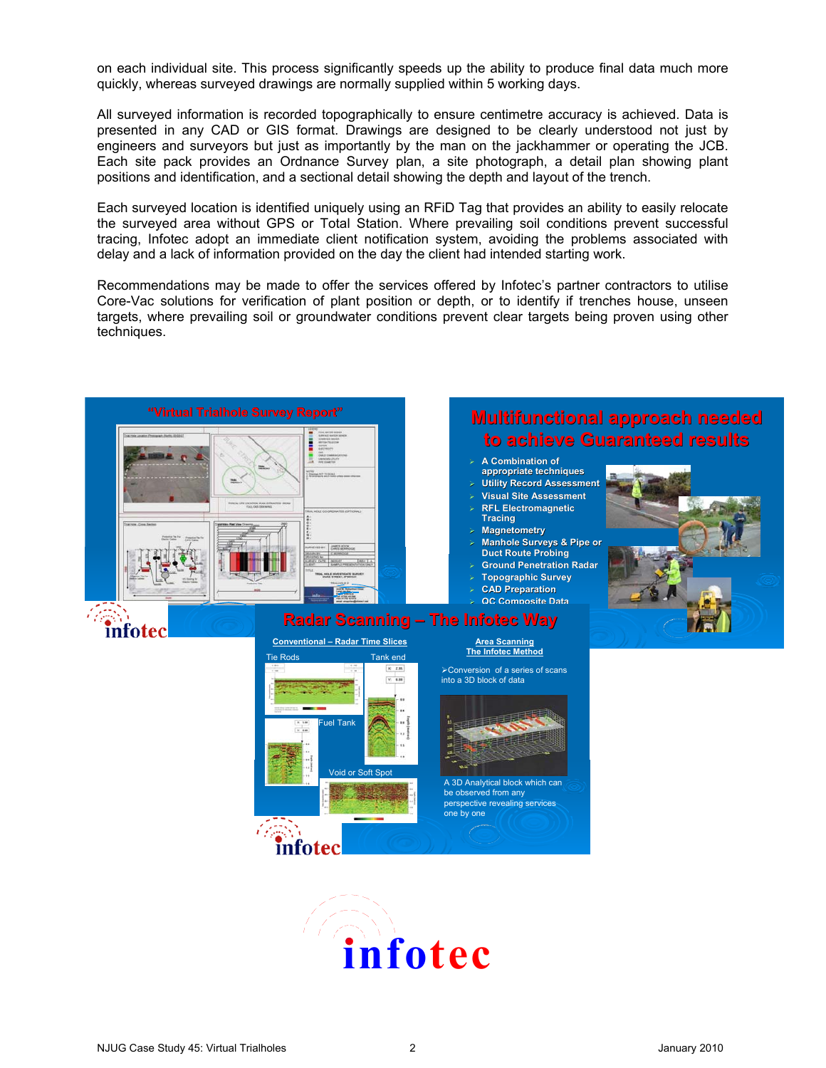on each individual site. This process significantly speeds up the ability to produce final data much more quickly, whereas surveyed drawings are normally supplied within 5 working days.

All surveyed information is recorded topographically to ensure centimetre accuracy is achieved. Data is presented in any CAD or GIS format. Drawings are designed to be clearly understood not just by engineers and surveyors but just as importantly by the man on the jackhammer or operating the JCB. Each site pack provides an Ordnance Survey plan, a site photograph, a detail plan showing plant positions and identification, and a sectional detail showing the depth and layout of the trench.

Each surveyed location is identified uniquely using an RFiD Tag that provides an ability to easily relocate the surveyed area without GPS or Total Station. Where prevailing soil conditions prevent successful tracing, Infotec adopt an immediate client notification system, avoiding the problems associated with delay and a lack of information provided on the day the client had intended starting work.

Recommendations may be made to offer the services offered by Infotec's partner contractors to utilise Core-Vac solutions for verification of plant position or depth, or to identify if trenches house, unseen targets, where prevailing soil or groundwater conditions prevent clear targets being proven using other techniques.

"Virtual Trialhole Survey Report"

infotec

Multifunctional approach needed to achieve Guaranteed results

- A Combination of appropriate techniques
- Utility Record Assessment
- Visual Site Assessment
- RFL Electromagnetic Tracing
- Magnetometry
- Manhole Surveys & Pipe or Duct Route Probing
- Ground Penetration Radar
- Topographic Survey
- CAD Preparation
- QC Composite Data

Radar Scanning – The Infotec Way

Conventional – Radar Time Slices

Tie Rods

Tank end

Fuel Tank

Void or Soft Spot

Area Scanning
The Infotec Method

- Conversion of a series of scans into a 3D block of data

A 3D Analytical block which can be observed from any perspective revealing services one by one

infotec

infotec